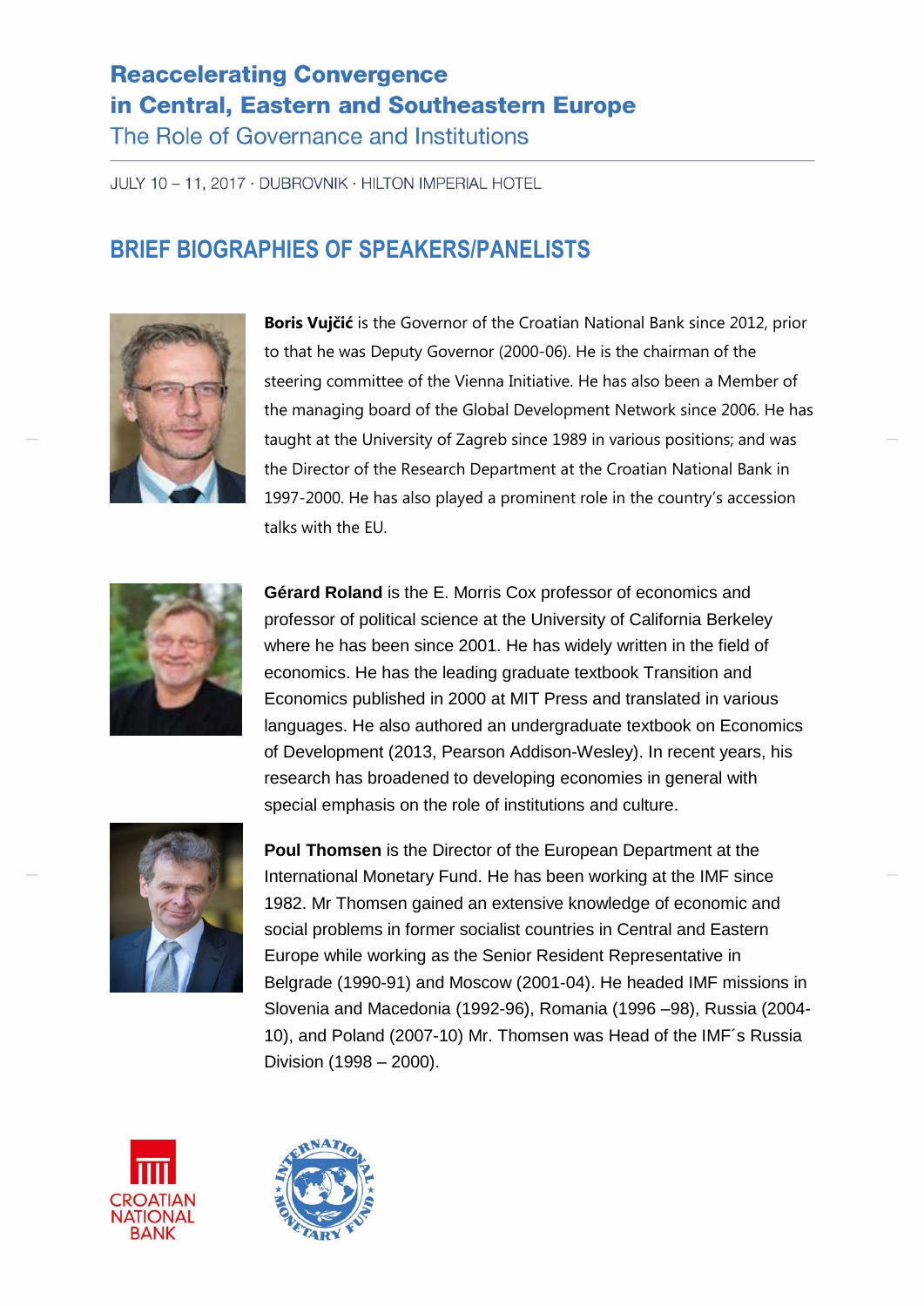# Reaccelerating Convergence in Central, Eastern and Southeastern Europe

## The Role of Governance and Institutions

JULY 10 – 11, 2017 · DUBROVNIK · HILTON IMPERIAL HOTEL

## BRIEF BIOGRAPHIES OF SPEAKERS/PANELISTS

**Boris Vujčić** is the Governor of the Croatian National Bank since 2012, prior to that he was Deputy Governor (2000-06). He is the chairman of the steering committee of the Vienna Initiative. He has also been a Member of the managing board of the Global Development Network since 2006. He has taught at the University of Zagreb since 1989 in various positions; and was the Director of the Research Department at the Croatian National Bank in 1997-2000. He has also played a prominent role in the country's accession talks with the EU.

**Gérard Roland** is the E. Morris Cox professor of economics and professor of political science at the University of California Berkeley where he has been since 2001. He has widely written in the field of economics. He has the leading graduate textbook Transition and Economics published in 2000 at MIT Press and translated in various languages. He also authored an undergraduate textbook on Economics of Development (2013, Pearson Addison-Wesley). In recent years, his research has broadened to developing economies in general with special emphasis on the role of institutions and culture.

**Poul Thomsen** is the Director of the European Department at the International Monetary Fund. He has been working at the IMF since 1982. Mr Thomsen gained an extensive knowledge of economic and social problems in former socialist countries in Central and Eastern Europe while working as the Senior Resident Representative in Belgrade (1990-91) and Moscow (2001-04). He headed IMF missions in Slovenia and Macedonia (1992-96), Romania (1996 –98), Russia (2004-10), and Poland (2007-10) Mr. Thomsen was Head of the IMF´s Russia Division (1998 – 2000).

CROATIAN NATIONAL BANK

INTERNATIONAL MONETARY FUND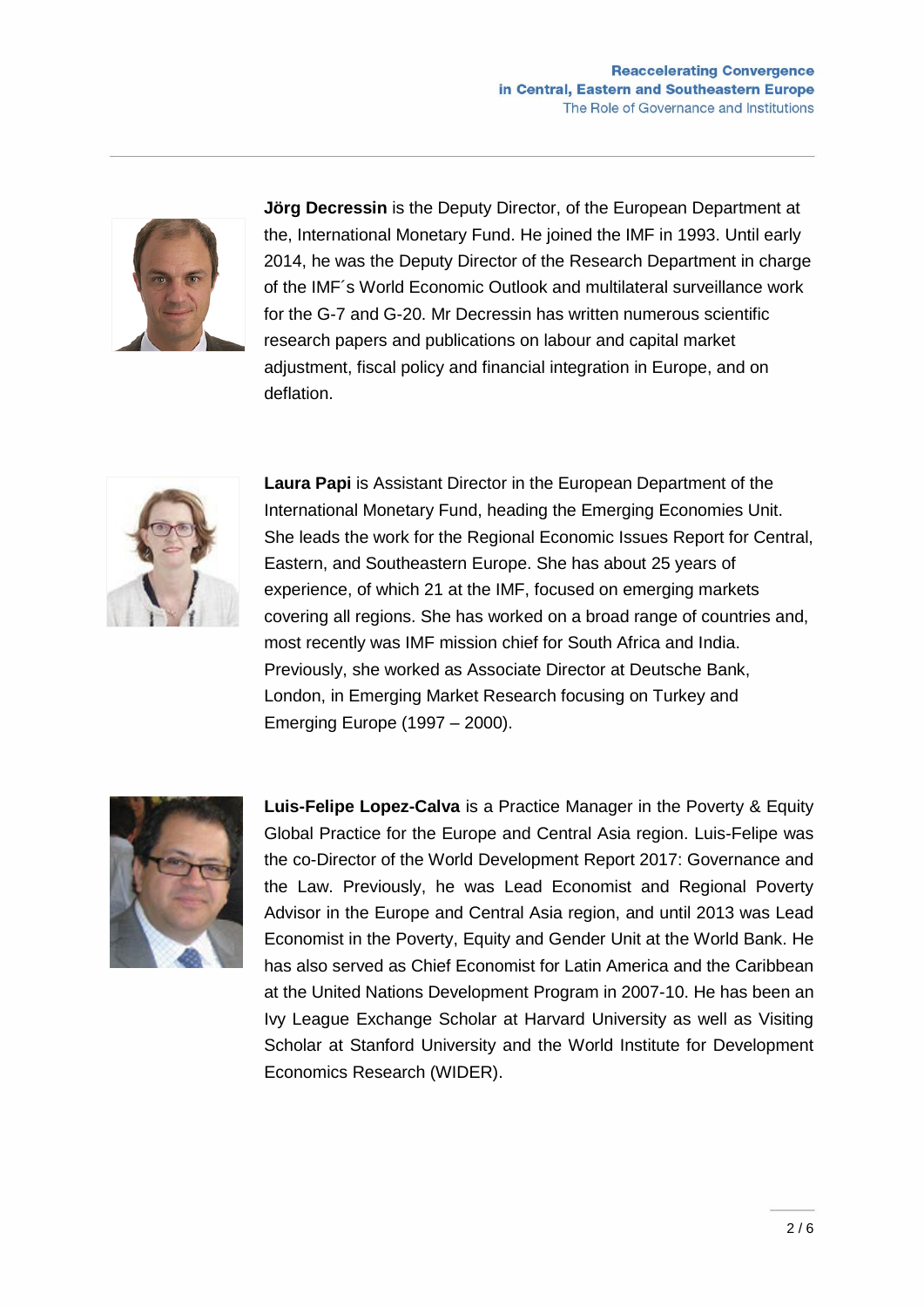**Jörg Decressin** is the Deputy Director, of the European Department at the, International Monetary Fund. He joined the IMF in 1993. Until early 2014, he was the Deputy Director of the Research Department in charge of the IMF´s World Economic Outlook and multilateral surveillance work for the G-7 and G-20. Mr Decressin has written numerous scientific research papers and publications on labour and capital market adjustment, fiscal policy and financial integration in Europe, and on deflation.

**Laura Papi** is Assistant Director in the European Department of the International Monetary Fund, heading the Emerging Economies Unit. She leads the work for the Regional Economic Issues Report for Central, Eastern, and Southeastern Europe. She has about 25 years of experience, of which 21 at the IMF, focused on emerging markets covering all regions. She has worked on a broad range of countries and, most recently was IMF mission chief for South Africa and India. Previously, she worked as Associate Director at Deutsche Bank, London, in Emerging Market Research focusing on Turkey and Emerging Europe (1997 – 2000).

**Luis-Felipe Lopez-Calva** is a Practice Manager in the Poverty & Equity Global Practice for the Europe and Central Asia region. Luis-Felipe was the co-Director of the World Development Report 2017: Governance and the Law. Previously, he was Lead Economist and Regional Poverty Advisor in the Europe and Central Asia region, and until 2013 was Lead Economist in the Poverty, Equity and Gender Unit at the World Bank. He has also served as Chief Economist for Latin America and the Caribbean at the United Nations Development Program in 2007-10. He has been an Ivy League Exchange Scholar at Harvard University as well as Visiting Scholar at Stanford University and the World Institute for Development Economics Research (WIDER).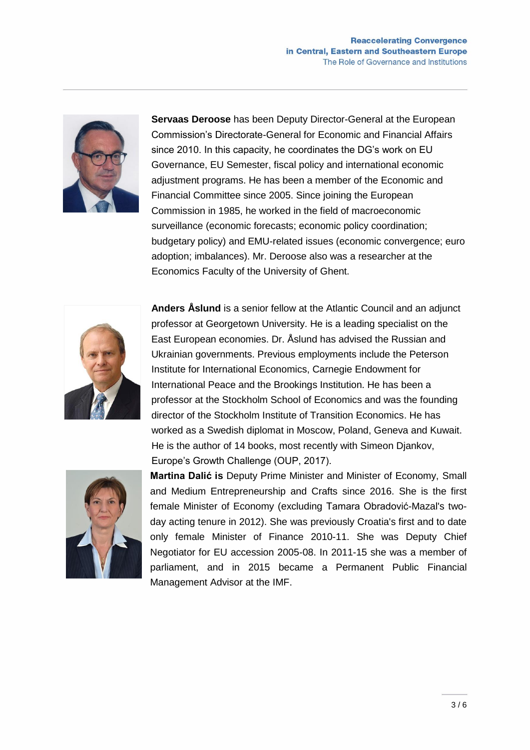**Servaas Deroose** has been Deputy Director-General at the European Commission's Directorate-General for Economic and Financial Affairs since 2010. In this capacity, he coordinates the DG's work on EU Governance, EU Semester, fiscal policy and international economic adjustment programs. He has been a member of the Economic and Financial Committee since 2005. Since joining the European Commission in 1985, he worked in the field of macroeconomic surveillance (economic forecasts; economic policy coordination; budgetary policy) and EMU-related issues (economic convergence; euro adoption; imbalances). Mr. Deroose also was a researcher at the Economics Faculty of the University of Ghent.

**Anders Åslund** is a senior fellow at the Atlantic Council and an adjunct professor at Georgetown University. He is a leading specialist on the East European economies. Dr. Åslund has advised the Russian and Ukrainian governments. Previous employments include the Peterson Institute for International Economics, Carnegie Endowment for International Peace and the Brookings Institution. He has been a professor at the Stockholm School of Economics and was the founding director of the Stockholm Institute of Transition Economics. He has worked as a Swedish diplomat in Moscow, Poland, Geneva and Kuwait. He is the author of 14 books, most recently with Simeon Djankov, Europe's Growth Challenge (OUP, 2017).

**Martina Dalić is** Deputy Prime Minister and Minister of Economy, Small and Medium Entrepreneurship and Crafts since 2016. She is the first female Minister of Economy (excluding Tamara Obradović-Mazal's two-day acting tenure in 2012). She was previously Croatia's first and to date only female Minister of Finance 2010-11. She was Deputy Chief Negotiator for EU accession 2005-08. In 2011-15 she was a member of parliament, and in 2015 became a Permanent Public Financial Management Advisor at the IMF.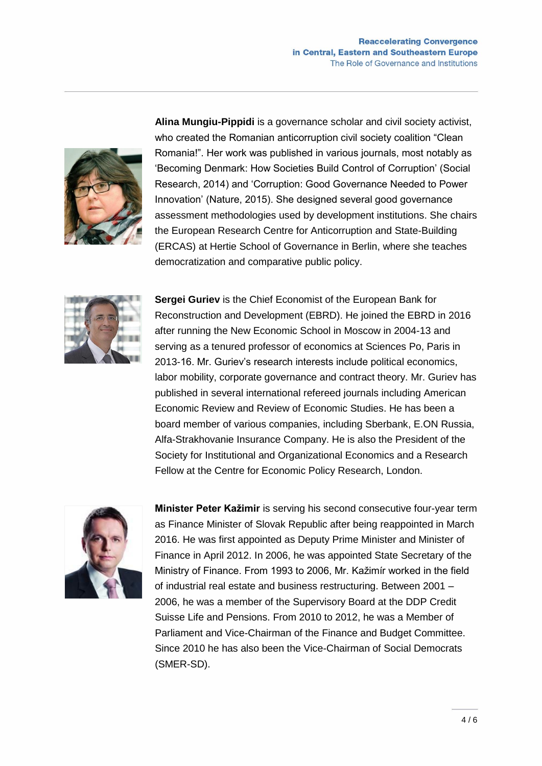**Alina Mungiu-Pippidi** is a governance scholar and civil society activist, who created the Romanian anticorruption civil society coalition "Clean Romania!". Her work was published in various journals, most notably as 'Becoming Denmark: How Societies Build Control of Corruption' (Social Research, 2014) and 'Corruption: Good Governance Needed to Power Innovation' (Nature, 2015). She designed several good governance assessment methodologies used by development institutions. She chairs the European Research Centre for Anticorruption and State-Building (ERCAS) at Hertie School of Governance in Berlin, where she teaches democratization and comparative public policy.

**Sergei Guriev** is the Chief Economist of the European Bank for Reconstruction and Development (EBRD). He joined the EBRD in 2016 after running the New Economic School in Moscow in 2004-13 and serving as a tenured professor of economics at Sciences Po, Paris in 2013-16. Mr. Guriev's research interests include political economics, labor mobility, corporate governance and contract theory. Mr. Guriev has published in several international refereed journals including American Economic Review and Review of Economic Studies. He has been a board member of various companies, including Sberbank, E.ON Russia, Alfa-Strakhovanie Insurance Company. He is also the President of the Society for Institutional and Organizational Economics and a Research Fellow at the Centre for Economic Policy Research, London.

**Minister Peter Kažimir** is serving his second consecutive four-year term as Finance Minister of Slovak Republic after being reappointed in March 2016. He was first appointed as Deputy Prime Minister and Minister of Finance in April 2012. In 2006, he was appointed State Secretary of the Ministry of Finance. From 1993 to 2006, Mr. Kažimír worked in the field of industrial real estate and business restructuring. Between 2001 – 2006, he was a member of the Supervisory Board at the DDP Credit Suisse Life and Pensions. From 2010 to 2012, he was a Member of Parliament and Vice-Chairman of the Finance and Budget Committee. Since 2010 he has also been the Vice-Chairman of Social Democrats (SMER-SD).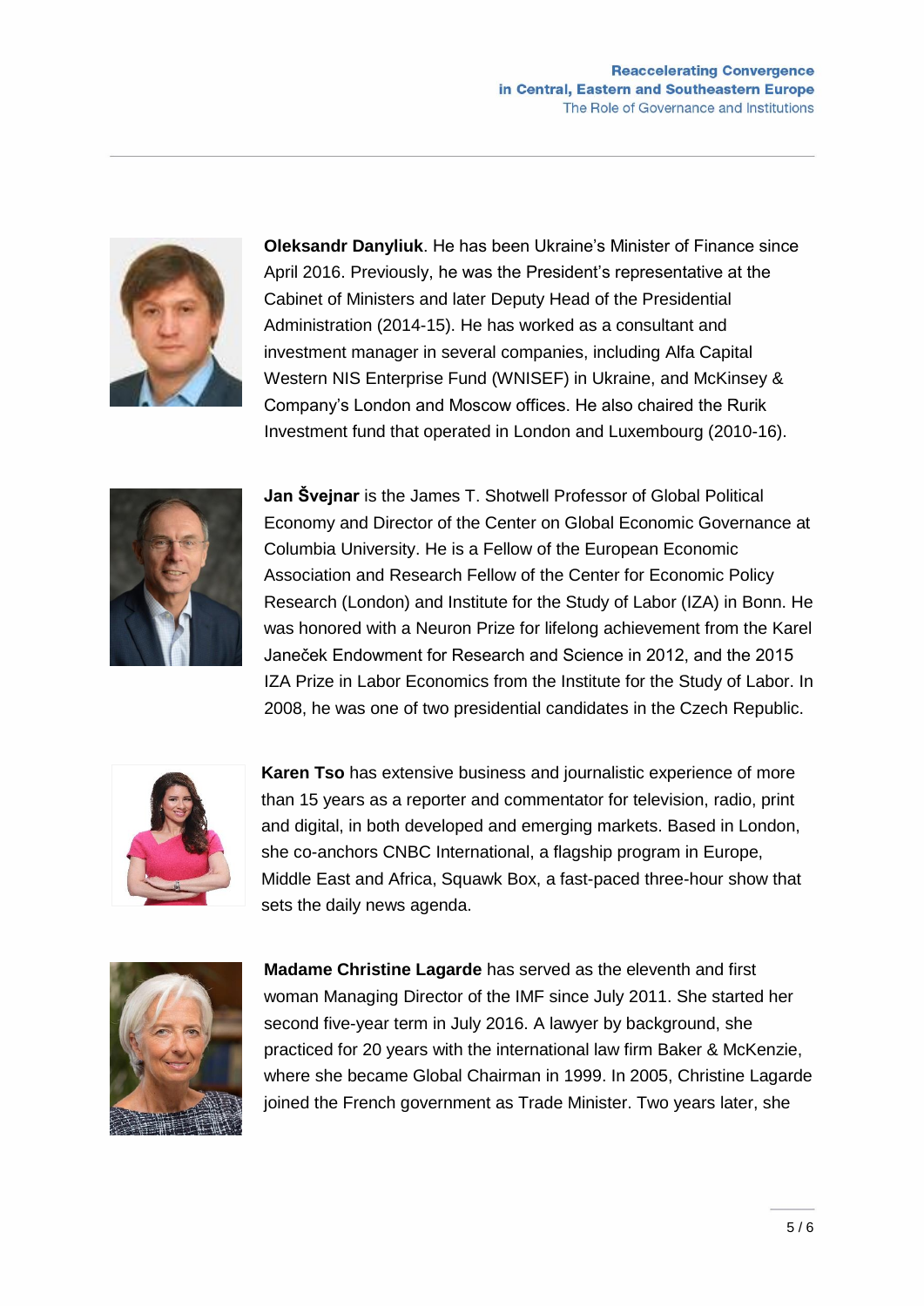**Oleksandr Danyliuk**. He has been Ukraine's Minister of Finance since April 2016. Previously, he was the President's representative at the Cabinet of Ministers and later Deputy Head of the Presidential Administration (2014-15). He has worked as a consultant and investment manager in several companies, including Alfa Capital Western NIS Enterprise Fund (WNISEF) in Ukraine, and McKinsey & Company's London and Moscow offices. He also chaired the Rurik Investment fund that operated in London and Luxembourg (2010-16).

**Jan Švejnar** is the James T. Shotwell Professor of Global Political Economy and Director of the Center on Global Economic Governance at Columbia University. He is a Fellow of the European Economic Association and Research Fellow of the Center for Economic Policy Research (London) and Institute for the Study of Labor (IZA) in Bonn. He was honored with a Neuron Prize for lifelong achievement from the Karel Janeček Endowment for Research and Science in 2012, and the 2015 IZA Prize in Labor Economics from the Institute for the Study of Labor. In 2008, he was one of two presidential candidates in the Czech Republic.

**Karen Tso** has extensive business and journalistic experience of more than 15 years as a reporter and commentator for television, radio, print and digital, in both developed and emerging markets. Based in London, she co-anchors CNBC International, a flagship program in Europe, Middle East and Africa, Squawk Box, a fast-paced three-hour show that sets the daily news agenda.

**Madame Christine Lagarde** has served as the eleventh and first woman Managing Director of the IMF since July 2011. She started her second five-year term in July 2016. A lawyer by background, she practiced for 20 years with the international law firm Baker & McKenzie, where she became Global Chairman in 1999. In 2005, Christine Lagarde joined the French government as Trade Minister. Two years later, she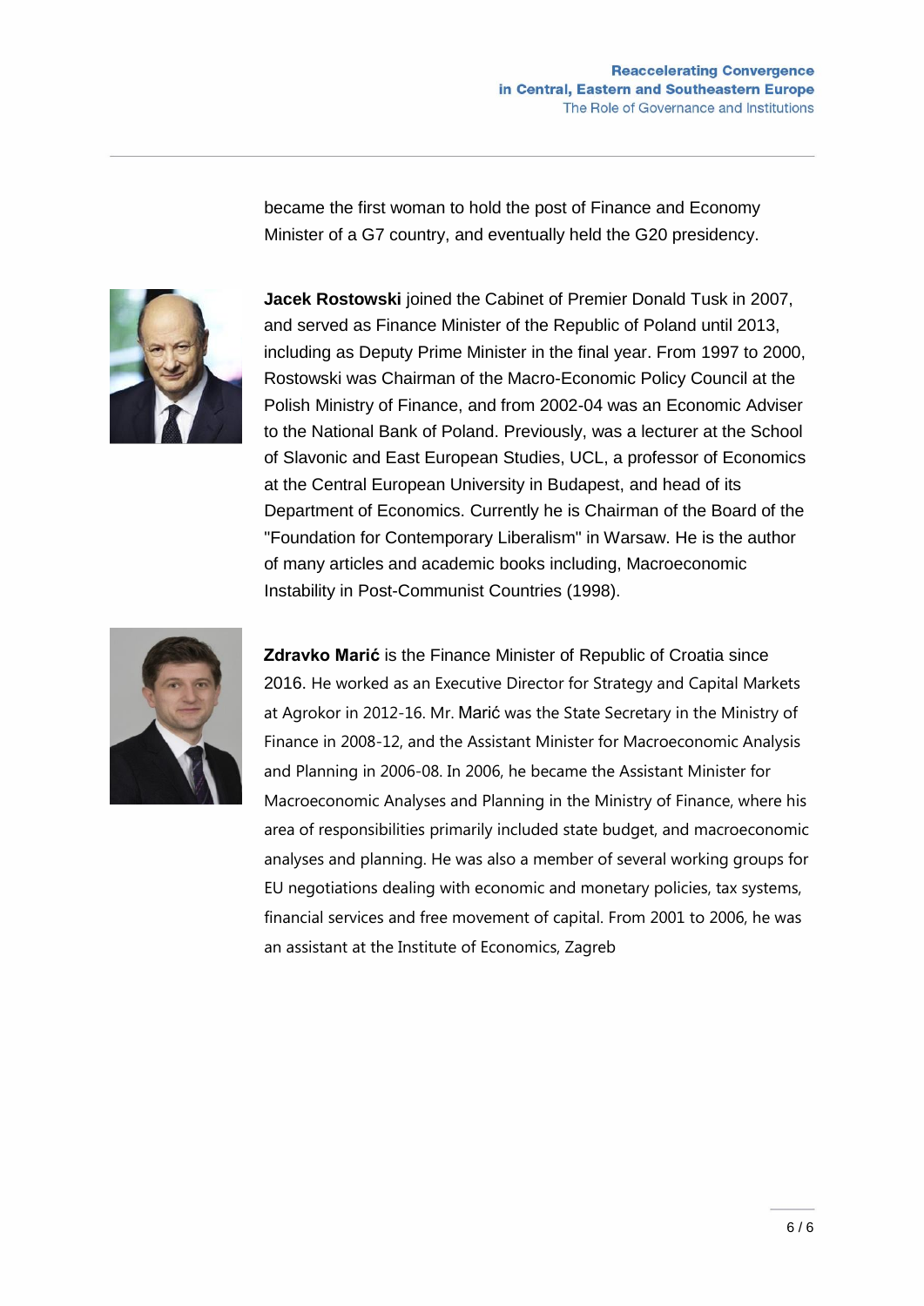became the first woman to hold the post of Finance and Economy Minister of a G7 country, and eventually held the G20 presidency.

**Jacek Rostowski** joined the Cabinet of Premier Donald Tusk in 2007, and served as Finance Minister of the Republic of Poland until 2013, including as Deputy Prime Minister in the final year. From 1997 to 2000, Rostowski was Chairman of the Macro-Economic Policy Council at the Polish Ministry of Finance, and from 2002-04 was an Economic Adviser to the National Bank of Poland. Previously, was a lecturer at the School of Slavonic and East European Studies, UCL, a professor of Economics at the Central European University in Budapest, and head of its Department of Economics. Currently he is Chairman of the Board of the "Foundation for Contemporary Liberalism" in Warsaw. He is the author of many articles and academic books including, Macroeconomic Instability in Post-Communist Countries (1998).

**Zdravko Marić** is the Finance Minister of Republic of Croatia since 2016. He worked as an Executive Director for Strategy and Capital Markets at Agrokor in 2012-16. Mr. Marić was the State Secretary in the Ministry of Finance in 2008-12, and the Assistant Minister for Macroeconomic Analysis and Planning in 2006-08. In 2006, he became the Assistant Minister for Macroeconomic Analyses and Planning in the Ministry of Finance, where his area of responsibilities primarily included state budget, and macroeconomic analyses and planning. He was also a member of several working groups for EU negotiations dealing with economic and monetary policies, tax systems, financial services and free movement of capital. From 2001 to 2006, he was an assistant at the Institute of Economics, Zagreb